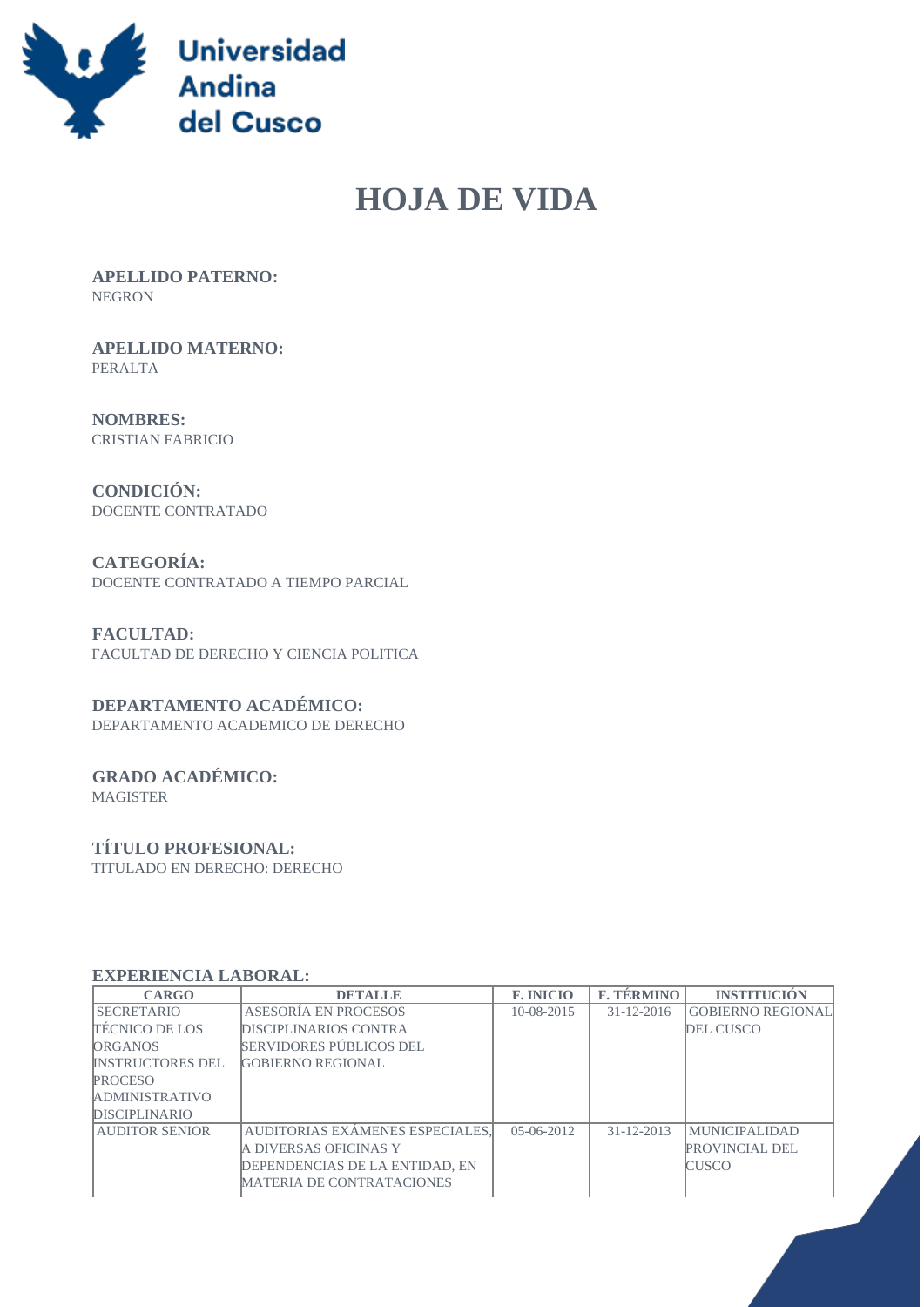# HOJA DE VIDA

**APELLIDO PATERNO:**
NEGRON

**APELLIDO MATERNO:**
PERALTA

**NOMBRES:**
CRISTIAN FABRICIO

**CONDICIÓN:**
DOCENTE CONTRATADO

**CATEGORÍA:**
DOCENTE CONTRATADO A TIEMPO PARCIAL

**FACULTAD:**
FACULTAD DE DERECHO Y CIENCIA POLITICA

**DEPARTAMENTO ACADÉMICO:**
DEPARTAMENTO ACADEMICO DE DERECHO

**GRADO ACADÉMICO:**
MAGISTER

**TÍTULO PROFESIONAL:**
TITULADO EN DERECHO: DERECHO

**EXPERIENCIA LABORAL:**

| CARGO | DETALLE | F. INICIO | F. TÉRMINO | INSTITUCIÓN |
|---|---|---|---|---|
| SECRETARIO TÉCNICO DE LOS ORGANOS INSTRUCTORES DEL PROCESO ADMINISTRATIVO DISCIPLINARIO | ASESORÍA EN PROCESOS DISCIPLINARIOS CONTRA SERVIDORES PÚBLICOS DEL GOBIERNO REGIONAL | 10-08-2015 | 31-12-2016 | GOBIERNO REGIONAL DEL CUSCO |
| AUDITOR SENIOR | AUDITORIAS EXÁMENES ESPECIALES, A DIVERSAS OFICINAS Y DEPENDENCIAS DE LA ENTIDAD, EN MATERIA DE CONTRATACIONES | 05-06-2012 | 31-12-2013 | MUNICIPALIDAD PROVINCIAL DEL CUSCO |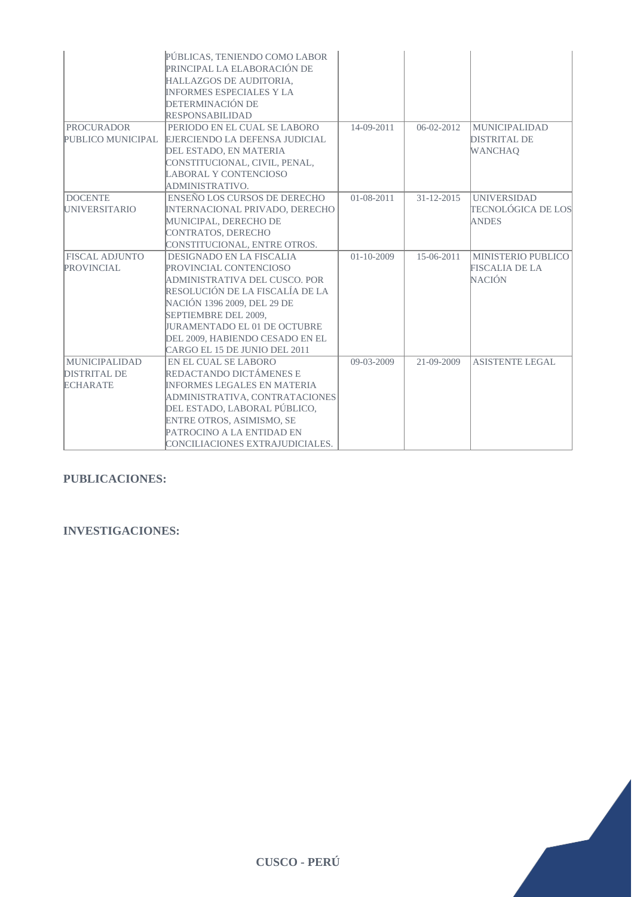| | | | | |
|---|---|---|---|---|
| | PÚBLICAS, TENIENDO COMO LABOR PRINCIPAL LA ELABORACIÓN DE HALLAZGOS DE AUDITORIA, INFORMES ESPECIALES Y LA DETERMINACIÓN DE RESPONSABILIDAD | | | |
| PROCURADOR PUBLICO MUNICIPAL | PERIODO EN EL CUAL SE LABORO EJERCIENDO LA DEFENSA JUDICIAL DEL ESTADO, EN MATERIA CONSTITUCIONAL, CIVIL, PENAL, LABORAL Y CONTENCIOSO ADMINISTRATIVO. | 14-09-2011 | 06-02-2012 | MUNICIPALIDAD DISTRITAL DE WANCHAQ |
| DOCENTE UNIVERSITARIO | ENSEÑO LOS CURSOS DE DERECHO INTERNACIONAL PRIVADO, DERECHO MUNICIPAL, DERECHO DE CONTRATOS, DERECHO CONSTITUCIONAL, ENTRE OTROS. | 01-08-2011 | 31-12-2015 | UNIVERSIDAD TECNOLÓGICA DE LOS ANDES |
| FISCAL ADJUNTO PROVINCIAL | DESIGNADO EN LA FISCALIA PROVINCIAL CONTENCIOSO ADMINISTRATIVA DEL CUSCO. POR RESOLUCIÓN DE LA FISCALÍA DE LA NACIÓN 1396 2009, DEL 29 DE SEPTIEMBRE DEL 2009, JURAMENTADO EL 01 DE OCTUBRE DEL 2009, HABIENDO CESADO EN EL CARGO EL 15 DE JUNIO DEL 2011 | 01-10-2009 | 15-06-2011 | MINISTERIO PUBLICO FISCALIA DE LA NACIÓN |
| MUNICIPALIDAD DISTRITAL DE ECHARATE | EN EL CUAL SE LABORO REDACTANDO DICTÁMENES E INFORMES LEGALES EN MATERIA ADMINISTRATIVA, CONTRATACIONES DEL ESTADO, LABORAL PÚBLICO, ENTRE OTROS, ASIMISMO, SE PATROCINO A LA ENTIDAD EN CONCILIACIONES EXTRAJUDICIALES. | 09-03-2009 | 21-09-2009 | ASISTENTE LEGAL |

**PUBLICACIONES:**

**INVESTIGACIONES:**